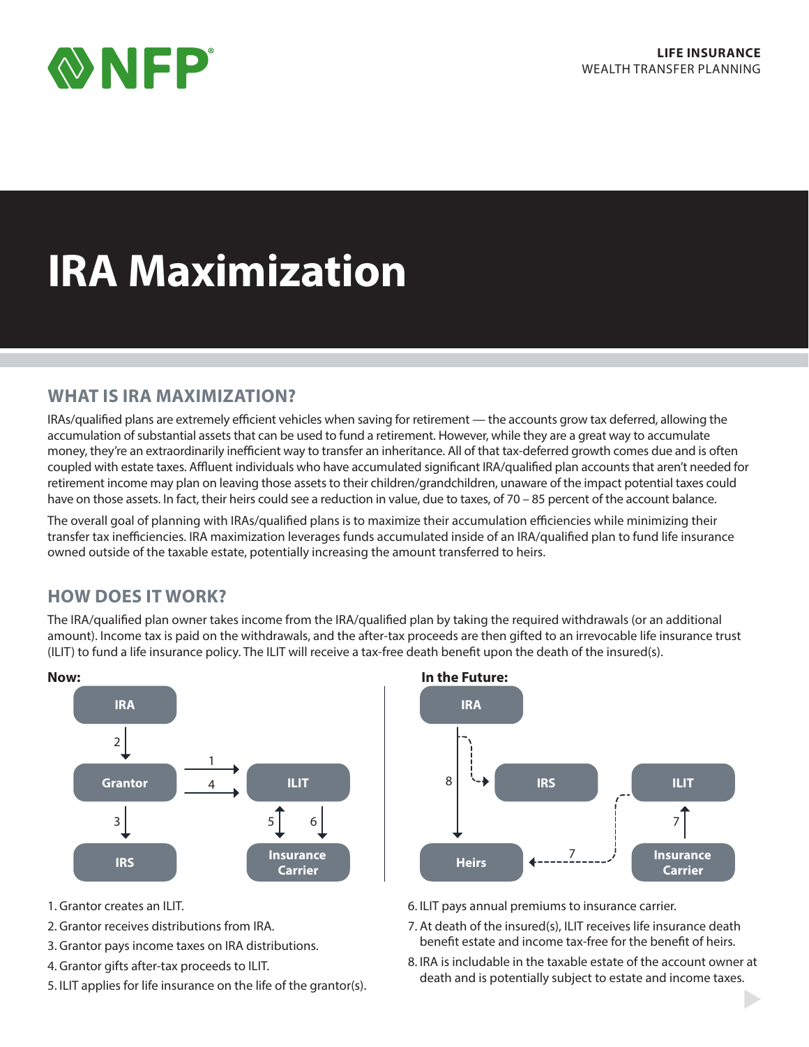LIFE INSURANCE
WEALTH TRANSFER PLANNING

# IRA Maximization

## WHAT IS IRA MAXIMIZATION?

IRAs/qualified plans are extremely efficient vehicles when saving for retirement — the accounts grow tax deferred, allowing the accumulation of substantial assets that can be used to fund a retirement. However, while they are a great way to accumulate money, they're an extraordinarily inefficient way to transfer an inheritance. All of that tax-deferred growth comes due and is often coupled with estate taxes. Affluent individuals who have accumulated significant IRA/qualified plan accounts that aren't needed for retirement income may plan on leaving those assets to their children/grandchildren, unaware of the impact potential taxes could have on those assets. In fact, their heirs could see a reduction in value, due to taxes, of 70 – 85 percent of the account balance.

The overall goal of planning with IRAs/qualified plans is to maximize their accumulation efficiencies while minimizing their transfer tax inefficiencies. IRA maximization leverages funds accumulated inside of an IRA/qualified plan to fund life insurance owned outside of the taxable estate, potentially increasing the amount transferred to heirs.

## HOW DOES IT WORK?

The IRA/qualified plan owner takes income from the IRA/qualified plan by taking the required withdrawals (or an additional amount). Income tax is paid on the withdrawals, and the after-tax proceeds are then gifted to an irrevocable life insurance trust (ILIT) to fund a life insurance policy. The ILIT will receive a tax-free death benefit upon the death of the insured(s).

**Now:**

1. Grantor creates an ILIT.
2. Grantor receives distributions from IRA.
3. Grantor pays income taxes on IRA distributions.
4. Grantor gifts after-tax proceeds to ILIT.
5. ILIT applies for life insurance on the life of the grantor(s).

**In the Future:**

6. ILIT pays annual premiums to insurance carrier.
7. At death of the insured(s), ILIT receives life insurance death benefit estate and income tax-free for the benefit of heirs.
8. IRA is includable in the taxable estate of the account owner at death and is potentially subject to estate and income taxes.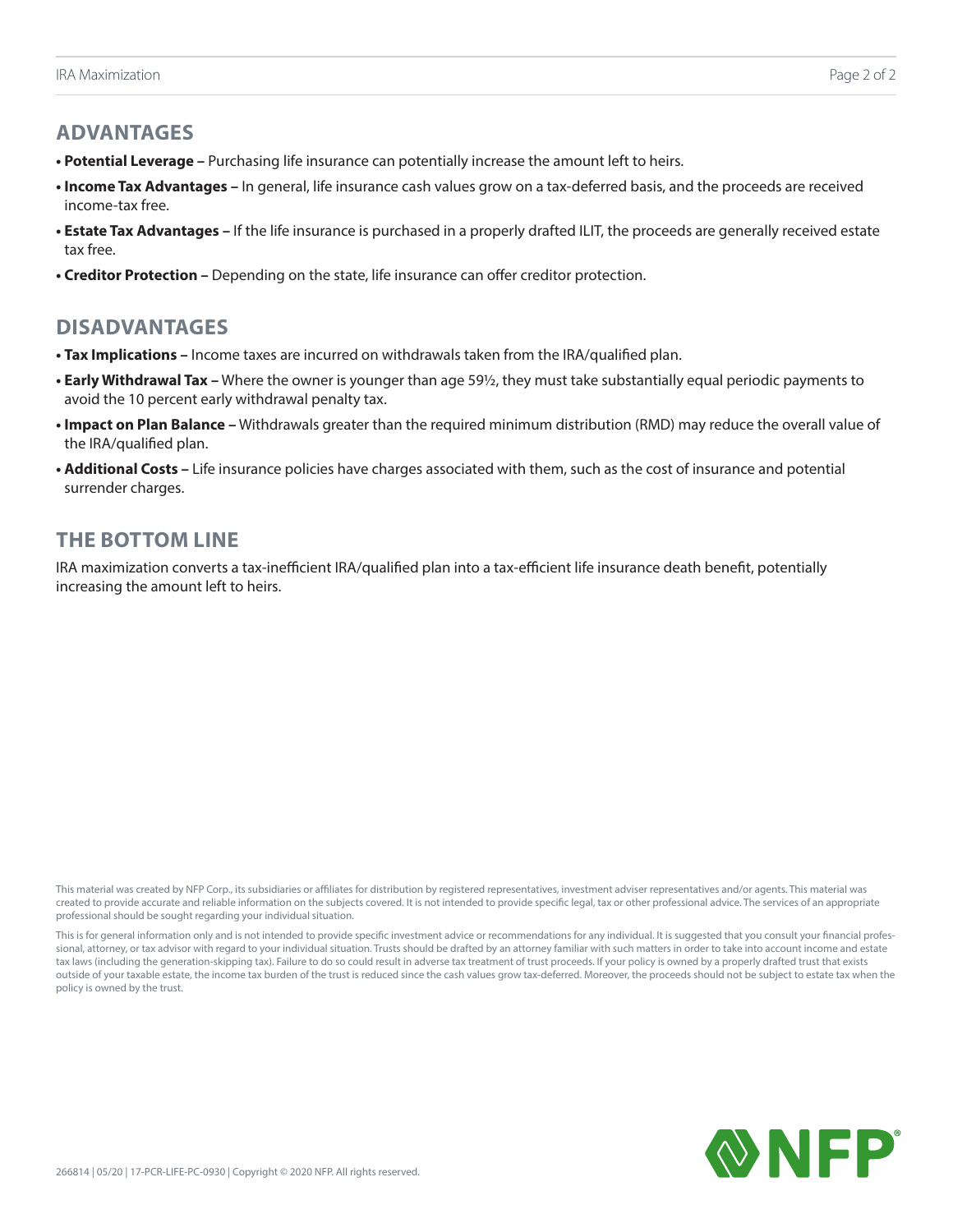## ADVANTAGES

- **Potential Leverage –** Purchasing life insurance can potentially increase the amount left to heirs.
- **Income Tax Advantages –** In general, life insurance cash values grow on a tax-deferred basis, and the proceeds are received income-tax free.
- **Estate Tax Advantages –** If the life insurance is purchased in a properly drafted ILIT, the proceeds are generally received estate tax free.
- **Creditor Protection –** Depending on the state, life insurance can offer creditor protection.

## DISADVANTAGES

- **Tax Implications –** Income taxes are incurred on withdrawals taken from the IRA/qualified plan.
- **Early Withdrawal Tax –** Where the owner is younger than age 59½, they must take substantially equal periodic payments to avoid the 10 percent early withdrawal penalty tax.
- **Impact on Plan Balance –** Withdrawals greater than the required minimum distribution (RMD) may reduce the overall value of the IRA/qualified plan.
- **Additional Costs –** Life insurance policies have charges associated with them, such as the cost of insurance and potential surrender charges.

## THE BOTTOM LINE

IRA maximization converts a tax-inefficient IRA/qualified plan into a tax-efficient life insurance death benefit, potentially increasing the amount left to heirs.

This material was created by NFP Corp., its subsidiaries or affiliates for distribution by registered representatives, investment adviser representatives and/or agents. This material was created to provide accurate and reliable information on the subjects covered. It is not intended to provide specific legal, tax or other professional advice. The services of an appropriate professional should be sought regarding your individual situation.

This is for general information only and is not intended to provide specific investment advice or recommendations for any individual. It is suggested that you consult your financial professional, attorney, or tax advisor with regard to your individual situation. Trusts should be drafted by an attorney familiar with such matters in order to take into account income and estate tax laws (including the generation-skipping tax). Failure to do so could result in adverse tax treatment of trust proceeds. If your policy is owned by a properly drafted trust that exists outside of your taxable estate, the income tax burden of the trust is reduced since the cash values grow tax-deferred. Moreover, the proceeds should not be subject to estate tax when the policy is owned by the trust.

266814 | 05/20 | 17-PCR-LIFE-PC-0930 | Copyright © 2020 NFP. All rights reserved.